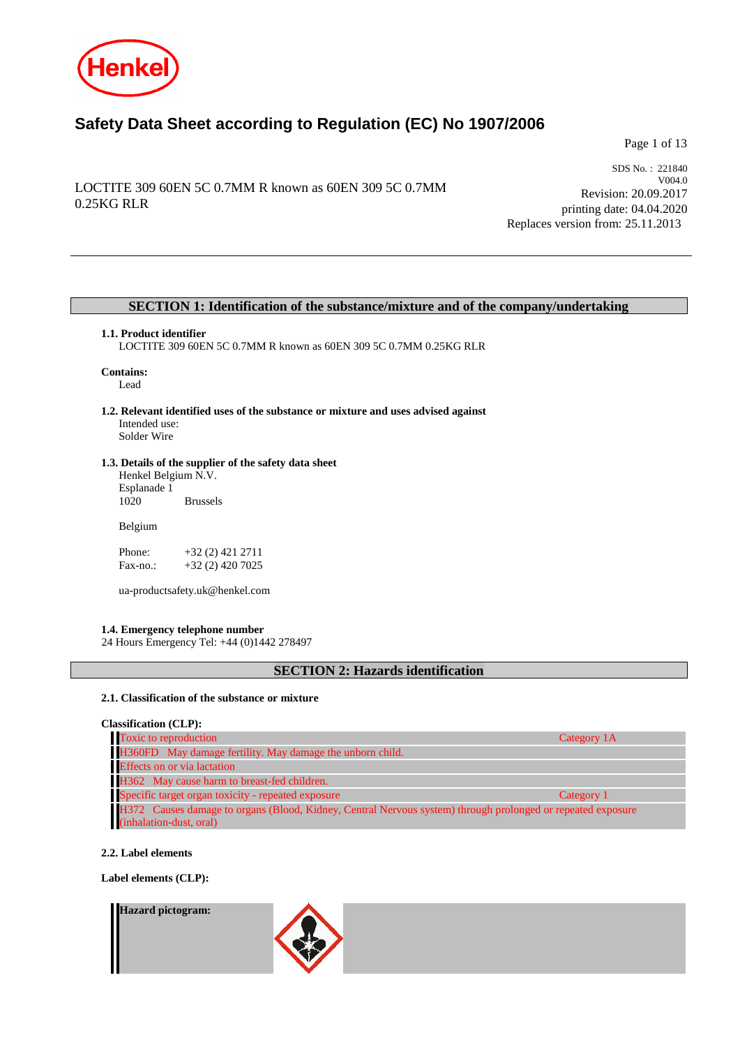# Safety Data Sheet according to Regulation (EC) No 1907/2006

LOCTITE 309 60EN 5C 0.7MM R known as 60EN 309 5C 0.7MM 0.25KG RLR

SDS No. : 221840
V004.0
Revision: 20.09.2017
printing date: 04.04.2020
Replaces version from: 25.11.2013

## SECTION 1: Identification of the substance/mixture and of the company/undertaking

### 1.1. Product identifier

LOCTITE 309 60EN 5C 0.7MM R known as 60EN 309 5C 0.7MM 0.25KG RLR

**Contains:**

Lead

### 1.2. Relevant identified uses of the substance or mixture and uses advised against

Intended use:
Solder Wire

### 1.3. Details of the supplier of the safety data sheet

Henkel Belgium N.V.
Esplanade 1
1020 Brussels

Belgium

Phone: +32 (2) 421 2711
Fax-no.: +32 (2) 420 7025

ua-productsafety.uk@henkel.com

### 1.4. Emergency telephone number

24 Hours Emergency Tel: +44 (0)1442 278497

## SECTION 2: Hazards identification

### 2.1. Classification of the substance or mixture

**Classification (CLP):**

| | |
|---|---|
| Toxic to reproduction | Category 1A |
| H360FD May damage fertility. May damage the unborn child. | |
| Effects on or via lactation | |
| H362 May cause harm to breast-fed children. | |
| Specific target organ toxicity - repeated exposure | Category 1 |
| H372 Causes damage to organs (Blood, Kidney, Central Nervous system) through prolonged or repeated exposure (inhalation-dust, oral) | |

### 2.2. Label elements

**Label elements (CLP):**

**Hazard pictogram:**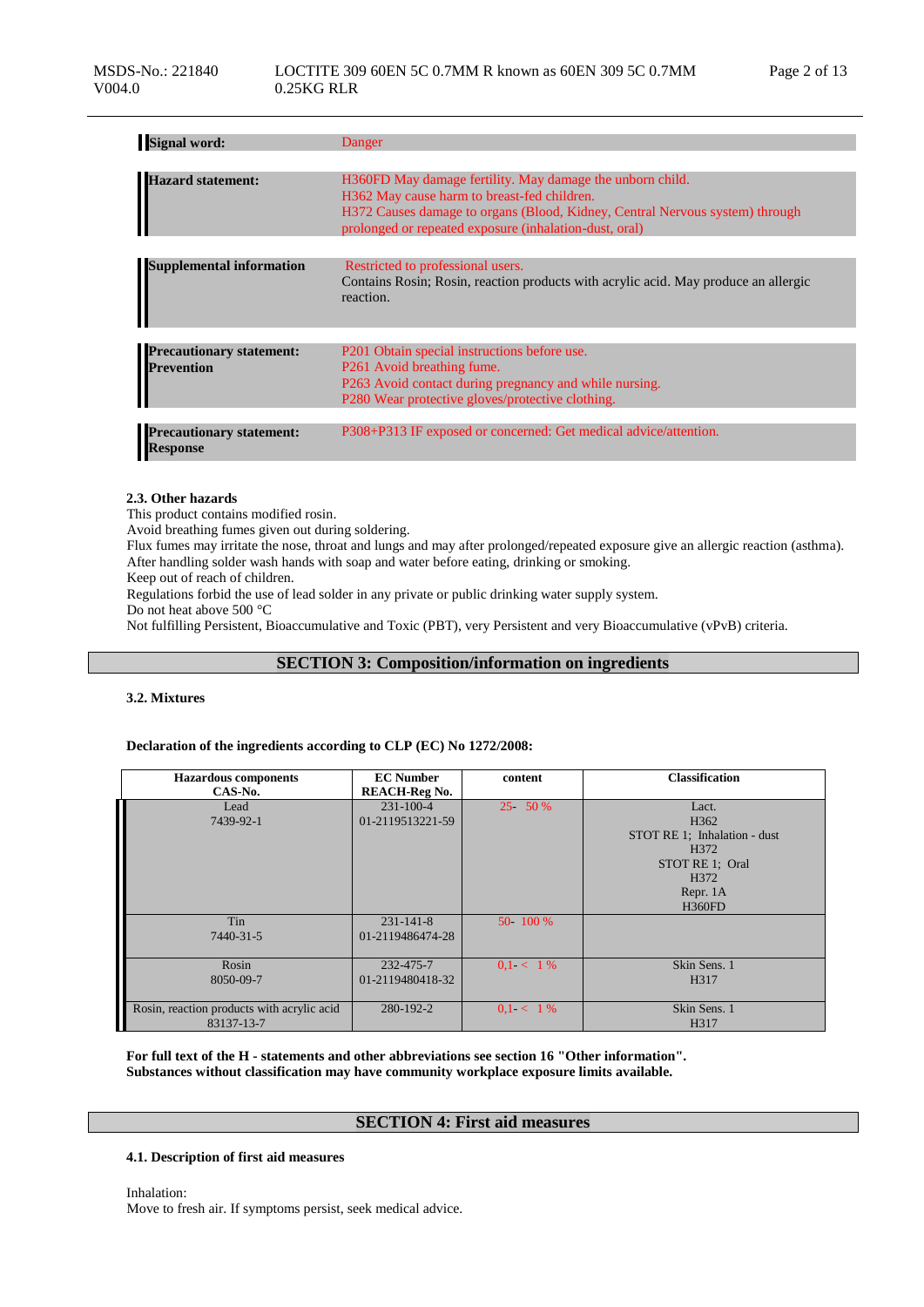| | |
|---|---|
| **Signal word:** | Danger |
| **Hazard statement:** | H360FD May damage fertility. May damage the unborn child.<br>H362 May cause harm to breast-fed children.<br>H372 Causes damage to organs (Blood, Kidney, Central Nervous system) through prolonged or repeated exposure (inhalation-dust, oral) |
| **Supplemental information** | Restricted to professional users.<br>Contains Rosin; Rosin, reaction products with acrylic acid. May produce an allergic reaction. |
| **Precautionary statement: Prevention** | P201 Obtain special instructions before use.<br>P261 Avoid breathing fume.<br>P263 Avoid contact during pregnancy and while nursing.<br>P280 Wear protective gloves/protective clothing. |
| **Precautionary statement: Response** | P308+P313 IF exposed or concerned: Get medical advice/attention. |

**2.3. Other hazards**

This product contains modified rosin.
Avoid breathing fumes given out during soldering.
Flux fumes may irritate the nose, throat and lungs and may after prolonged/repeated exposure give an allergic reaction (asthma).
After handling solder wash hands with soap and water before eating, drinking or smoking.
Keep out of reach of children.
Regulations forbid the use of lead solder in any private or public drinking water supply system.
Do not heat above 500 °C
Not fulfilling Persistent, Bioaccumulative and Toxic (PBT), very Persistent and very Bioaccumulative (vPvB) criteria.

## SECTION 3: Composition/information on ingredients

**3.2. Mixtures**

**Declaration of the ingredients according to CLP (EC) No 1272/2008:**

| Hazardous components CAS-No. | EC Number REACH-Reg No. | content | Classification |
|---|---|---|---|
| Lead<br>7439-92-1 | 231-100-4<br>01-2119513221-59 | 25- 50 % | Lact.<br>H362<br>STOT RE 1; Inhalation - dust<br>H372<br>STOT RE 1; Oral<br>H372<br>Repr. 1A<br>H360FD |
| Tin<br>7440-31-5 | 231-141-8<br>01-2119486474-28 | 50- 100 % | |
| Rosin<br>8050-09-7 | 232-475-7<br>01-2119480418-32 | 0,1- < 1 % | Skin Sens. 1<br>H317 |
| Rosin, reaction products with acrylic acid<br>83137-13-7 | 280-192-2 | 0,1- < 1 % | Skin Sens. 1<br>H317 |

**For full text of the H - statements and other abbreviations see section 16 "Other information".**
**Substances without classification may have community workplace exposure limits available.**

## SECTION 4: First aid measures

**4.1. Description of first aid measures**

Inhalation:
Move to fresh air. If symptoms persist, seek medical advice.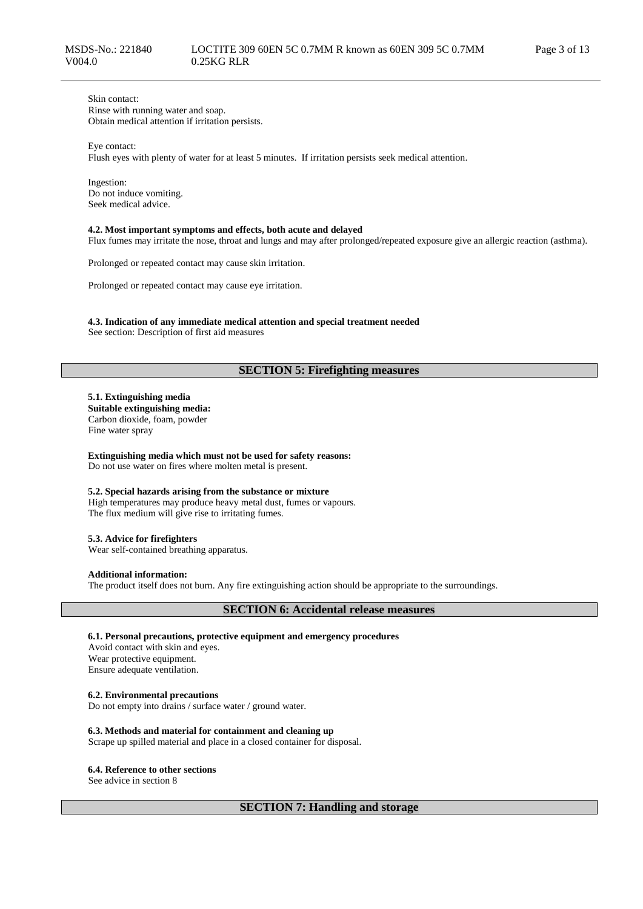Skin contact:
Rinse with running water and soap.
Obtain medical attention if irritation persists.

Eye contact:
Flush eyes with plenty of water for at least 5 minutes. If irritation persists seek medical attention.

Ingestion:
Do not induce vomiting.
Seek medical advice.

**4.2. Most important symptoms and effects, both acute and delayed**
Flux fumes may irritate the nose, throat and lungs and may after prolonged/repeated exposure give an allergic reaction (asthma).

Prolonged or repeated contact may cause skin irritation.

Prolonged or repeated contact may cause eye irritation.

**4.3. Indication of any immediate medical attention and special treatment needed**
See section: Description of first aid measures

## SECTION 5: Firefighting measures

**5.1. Extinguishing media**
**Suitable extinguishing media:**
Carbon dioxide, foam, powder
Fine water spray

**Extinguishing media which must not be used for safety reasons:**
Do not use water on fires where molten metal is present.

**5.2. Special hazards arising from the substance or mixture**
High temperatures may produce heavy metal dust, fumes or vapours.
The flux medium will give rise to irritating fumes.

**5.3. Advice for firefighters**
Wear self-contained breathing apparatus.

**Additional information:**
The product itself does not burn. Any fire extinguishing action should be appropriate to the surroundings.

## SECTION 6: Accidental release measures

**6.1. Personal precautions, protective equipment and emergency procedures**
Avoid contact with skin and eyes.
Wear protective equipment.
Ensure adequate ventilation.

**6.2. Environmental precautions**
Do not empty into drains / surface water / ground water.

**6.3. Methods and material for containment and cleaning up**
Scrape up spilled material and place in a closed container for disposal.

**6.4. Reference to other sections**
See advice in section 8

## SECTION 7: Handling and storage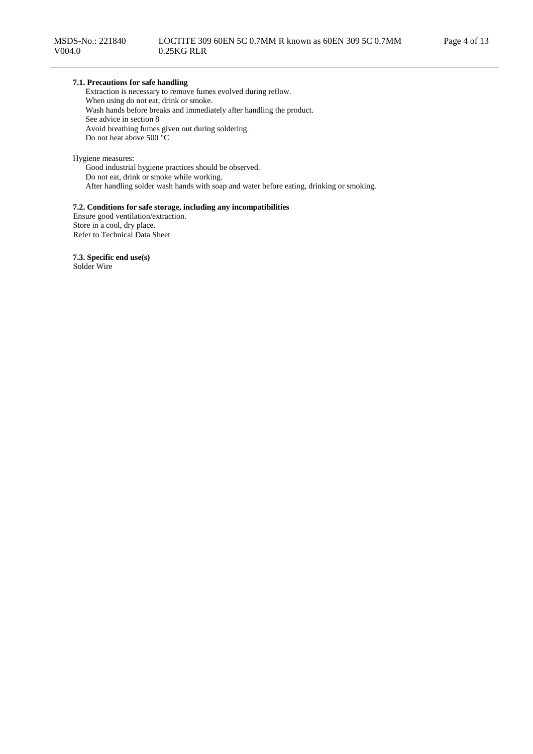**7.1. Precautions for safe handling**

Extraction is necessary to remove fumes evolved during reflow.
When using do not eat, drink or smoke.
Wash hands before breaks and immediately after handling the product.
See advice in section 8
Avoid breathing fumes given out during soldering.
Do not heat above 500 °C

Hygiene measures:

Good industrial hygiene practices should be observed.
Do not eat, drink or smoke while working.
After handling solder wash hands with soap and water before eating, drinking or smoking.

**7.2. Conditions for safe storage, including any incompatibilities**

Ensure good ventilation/extraction.
Store in a cool, dry place.
Refer to Technical Data Sheet

**7.3. Specific end use(s)**

Solder Wire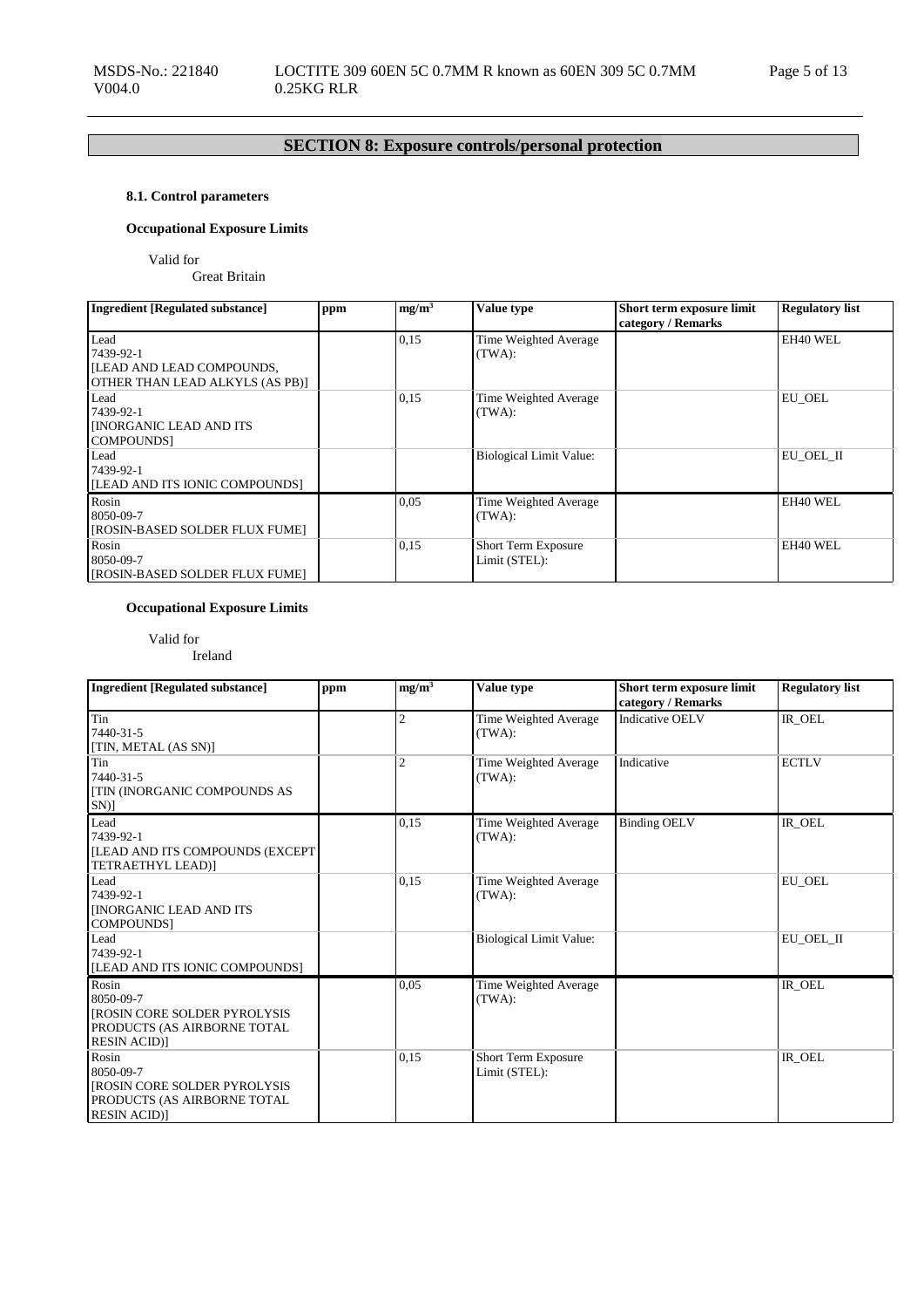## SECTION 8: Exposure controls/personal protection

### 8.1. Control parameters

#### Occupational Exposure Limits

Valid for
Great Britain

| Ingredient [Regulated substance] | ppm | mg/m3 | Value type | Short term exposure limit category / Remarks | Regulatory list |
|---|---|---|---|---|---|
| Lead<br>7439-92-1<br>[LEAD AND LEAD COMPOUNDS, OTHER THAN LEAD ALKYLS (AS PB)] | | 0,15 | Time Weighted Average (TWA): | | EH40 WEL |
| Lead<br>7439-92-1<br>[INORGANIC LEAD AND ITS COMPOUNDS] | | 0,15 | Time Weighted Average (TWA): | | EU_OEL |
| Lead<br>7439-92-1<br>[LEAD AND ITS IONIC COMPOUNDS] | | | Biological Limit Value: | | EU_OEL_II |
| Rosin<br>8050-09-7<br>[ROSIN-BASED SOLDER FLUX FUME] | | 0,05 | Time Weighted Average (TWA): | | EH40 WEL |
| Rosin<br>8050-09-7<br>[ROSIN-BASED SOLDER FLUX FUME] | | 0,15 | Short Term Exposure Limit (STEL): | | EH40 WEL |

#### Occupational Exposure Limits

Valid for
Ireland

| Ingredient [Regulated substance] | ppm | mg/m3 | Value type | Short term exposure limit category / Remarks | Regulatory list |
|---|---|---|---|---|---|
| Tin<br>7440-31-5<br>[TIN, METAL (AS SN)] | | 2 | Time Weighted Average (TWA): | Indicative OELV | IR_OEL |
| Tin<br>7440-31-5<br>[TIN (INORGANIC COMPOUNDS AS SN)] | | 2 | Time Weighted Average (TWA): | Indicative | ECTLV |
| Lead<br>7439-92-1<br>[LEAD AND ITS COMPOUNDS (EXCEPT TETRAETHYL LEAD)] | | 0,15 | Time Weighted Average (TWA): | Binding OELV | IR_OEL |
| Lead<br>7439-92-1<br>[INORGANIC LEAD AND ITS COMPOUNDS] | | 0,15 | Time Weighted Average (TWA): | | EU_OEL |
| Lead<br>7439-92-1<br>[LEAD AND ITS IONIC COMPOUNDS] | | | Biological Limit Value: | | EU_OEL_II |
| Rosin<br>8050-09-7<br>[ROSIN CORE SOLDER PYROLYSIS PRODUCTS (AS AIRBORNE TOTAL RESIN ACID)] | | 0,05 | Time Weighted Average (TWA): | | IR_OEL |
| Rosin<br>8050-09-7<br>[ROSIN CORE SOLDER PYROLYSIS PRODUCTS (AS AIRBORNE TOTAL RESIN ACID)] | | 0,15 | Short Term Exposure Limit (STEL): | | IR_OEL |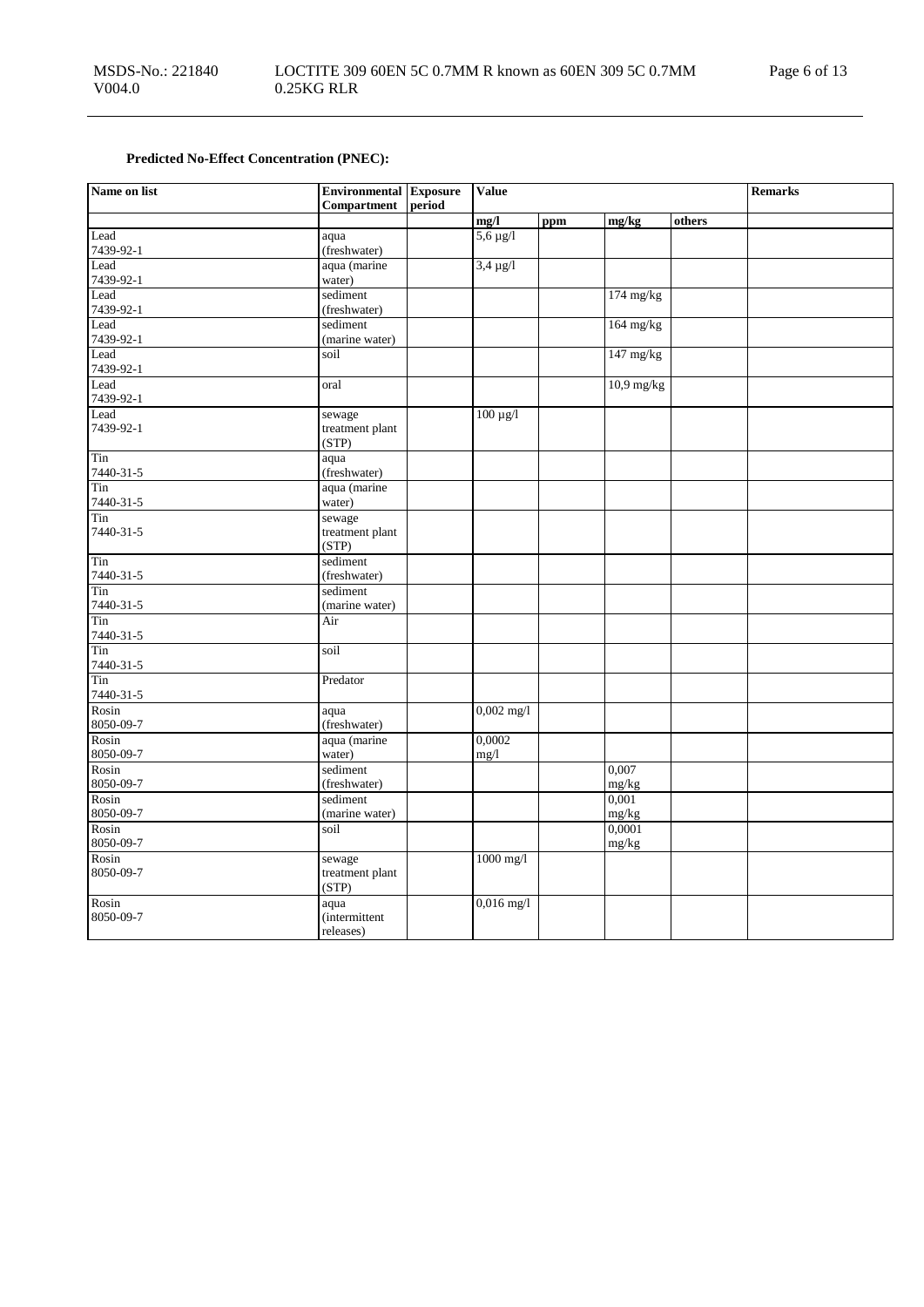**Predicted No-Effect Concentration (PNEC):**

| Name on list | Environmental Compartment | Exposure period | Value | | | | Remarks |
|---|---|---|---|---|---|---|---|
| | | | mg/l | ppm | mg/kg | others | |
| Lead 7439-92-1 | aqua (freshwater) | | 5,6 µg/l | | | | |
| Lead 7439-92-1 | aqua (marine water) | | 3,4 µg/l | | | | |
| Lead 7439-92-1 | sediment (freshwater) | | | | 174 mg/kg | | |
| Lead 7439-92-1 | sediment (marine water) | | | | 164 mg/kg | | |
| Lead 7439-92-1 | soil | | | | 147 mg/kg | | |
| Lead 7439-92-1 | oral | | | | 10,9 mg/kg | | |
| Lead 7439-92-1 | sewage treatment plant (STP) | | 100 µg/l | | | | |
| Tin 7440-31-5 | aqua (freshwater) | | | | | | |
| Tin 7440-31-5 | aqua (marine water) | | | | | | |
| Tin 7440-31-5 | sewage treatment plant (STP) | | | | | | |
| Tin 7440-31-5 | sediment (freshwater) | | | | | | |
| Tin 7440-31-5 | sediment (marine water) | | | | | | |
| Tin 7440-31-5 | Air | | | | | | |
| Tin 7440-31-5 | soil | | | | | | |
| Tin 7440-31-5 | Predator | | | | | | |
| Rosin 8050-09-7 | aqua (freshwater) | | 0,002 mg/l | | | | |
| Rosin 8050-09-7 | aqua (marine water) | | 0,0002 mg/l | | | | |
| Rosin 8050-09-7 | sediment (freshwater) | | | | 0,007 mg/kg | | |
| Rosin 8050-09-7 | sediment (marine water) | | | | 0,001 mg/kg | | |
| Rosin 8050-09-7 | soil | | | | 0,0001 mg/kg | | |
| Rosin 8050-09-7 | sewage treatment plant (STP) | | 1000 mg/l | | | | |
| Rosin 8050-09-7 | aqua (intermittent releases) | | 0,016 mg/l | | | | |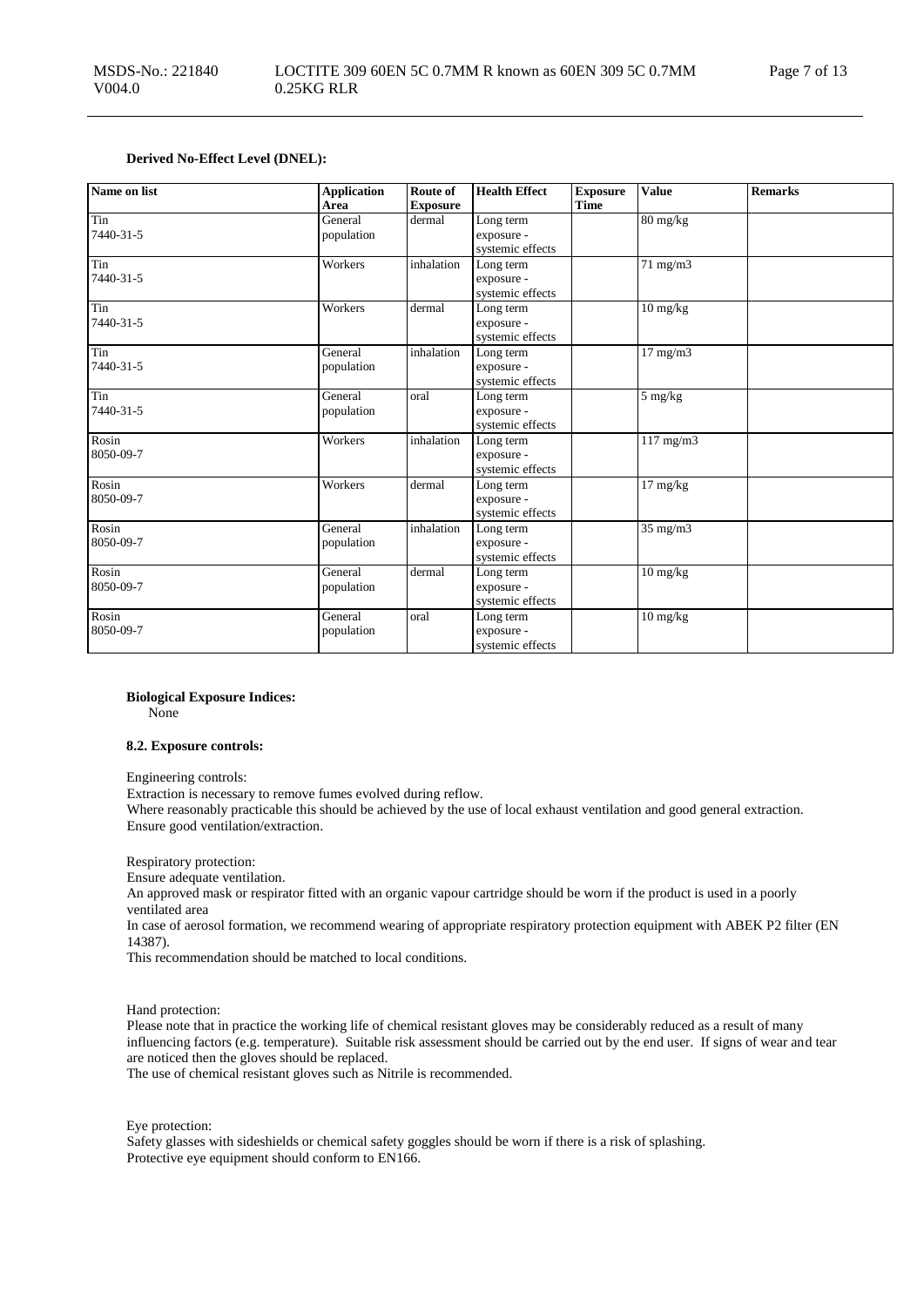**Derived No-Effect Level (DNEL):**

| Name on list | Application Area | Route of Exposure | Health Effect | Exposure Time | Value | Remarks |
|---|---|---|---|---|---|---|
| Tin<br>7440-31-5 | General population | dermal | Long term exposure - systemic effects | | 80 mg/kg | |
| Tin<br>7440-31-5 | Workers | inhalation | Long term exposure - systemic effects | | 71 mg/m3 | |
| Tin<br>7440-31-5 | Workers | dermal | Long term exposure - systemic effects | | 10 mg/kg | |
| Tin<br>7440-31-5 | General population | inhalation | Long term exposure - systemic effects | | 17 mg/m3 | |
| Tin<br>7440-31-5 | General population | oral | Long term exposure - systemic effects | | 5 mg/kg | |
| Rosin<br>8050-09-7 | Workers | inhalation | Long term exposure - systemic effects | | 117 mg/m3 | |
| Rosin<br>8050-09-7 | Workers | dermal | Long term exposure - systemic effects | | 17 mg/kg | |
| Rosin<br>8050-09-7 | General population | inhalation | Long term exposure - systemic effects | | 35 mg/m3 | |
| Rosin<br>8050-09-7 | General population | dermal | Long term exposure - systemic effects | | 10 mg/kg | |
| Rosin<br>8050-09-7 | General population | oral | Long term exposure - systemic effects | | 10 mg/kg | |

**Biological Exposure Indices:**

None

**8.2. Exposure controls:**

Engineering controls:

Extraction is necessary to remove fumes evolved during reflow.

Where reasonably practicable this should be achieved by the use of local exhaust ventilation and good general extraction.

Ensure good ventilation/extraction.

Respiratory protection:

Ensure adequate ventilation.

An approved mask or respirator fitted with an organic vapour cartridge should be worn if the product is used in a poorly ventilated area

In case of aerosol formation, we recommend wearing of appropriate respiratory protection equipment with ABEK P2 filter (EN 14387).

This recommendation should be matched to local conditions.

Hand protection:

Please note that in practice the working life of chemical resistant gloves may be considerably reduced as a result of many influencing factors (e.g. temperature). Suitable risk assessment should be carried out by the end user. If signs of wear and tear are noticed then the gloves should be replaced.

The use of chemical resistant gloves such as Nitrile is recommended.

Eye protection:

Safety glasses with sideshields or chemical safety goggles should be worn if there is a risk of splashing.

Protective eye equipment should conform to EN166.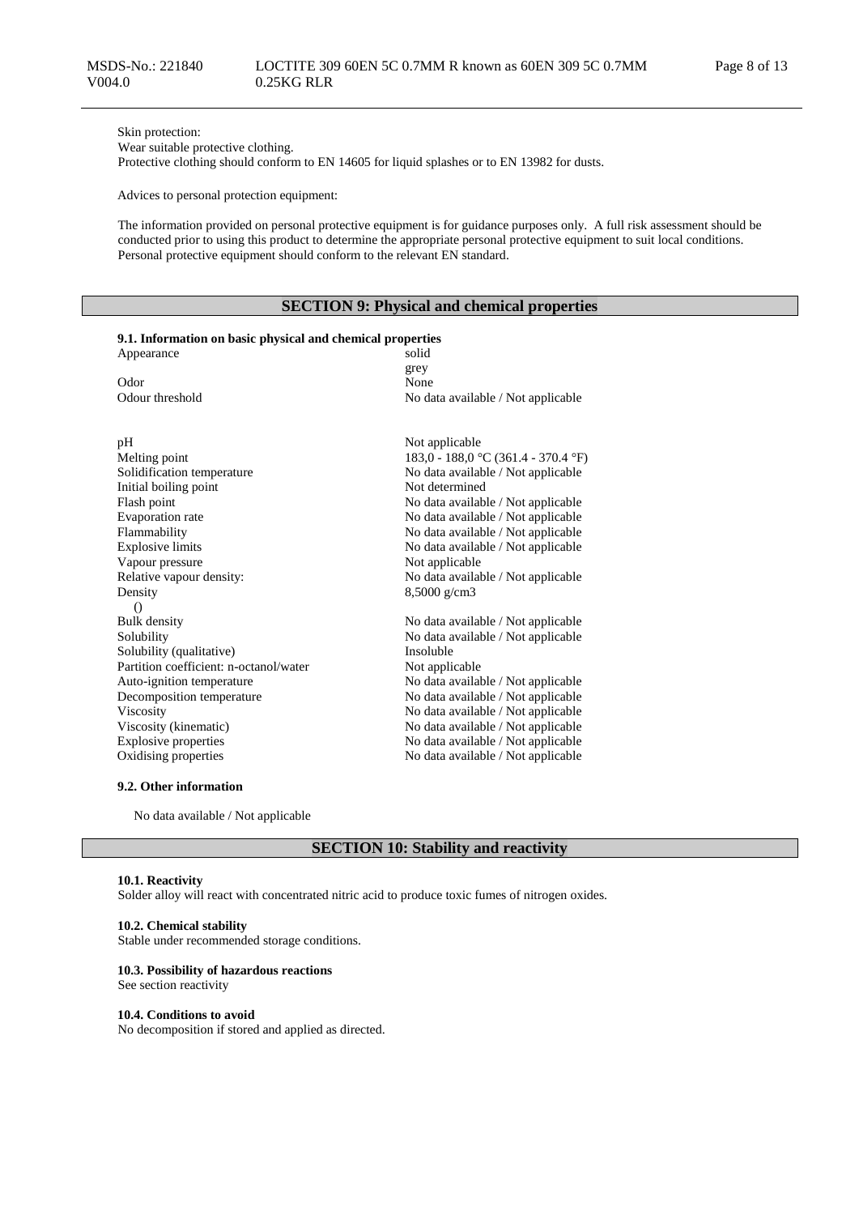Skin protection:
Wear suitable protective clothing.
Protective clothing should conform to EN 14605 for liquid splashes or to EN 13982 for dusts.

Advices to personal protection equipment:

The information provided on personal protective equipment is for guidance purposes only. A full risk assessment should be conducted prior to using this product to determine the appropriate personal protective equipment to suit local conditions. Personal protective equipment should conform to the relevant EN standard.

## SECTION 9: Physical and chemical properties

### 9.1. Information on basic physical and chemical properties

| | |
|---|---|
| Appearance | solid<br>grey |
| Odor | None |
| Odour threshold | No data available / Not applicable |
| pH | Not applicable |
| Melting point | 183,0 - 188,0 °C (361.4 - 370.4 °F) |
| Solidification temperature | No data available / Not applicable |
| Initial boiling point | Not determined |
| Flash point | No data available / Not applicable |
| Evaporation rate | No data available / Not applicable |
| Flammability | No data available / Not applicable |
| Explosive limits | No data available / Not applicable |
| Vapour pressure | Not applicable |
| Relative vapour density: | No data available / Not applicable |
| Density<br>() | 8,5000 g/cm3 |
| Bulk density | No data available / Not applicable |
| Solubility | No data available / Not applicable |
| Solubility (qualitative) | Insoluble |
| Partition coefficient: n-octanol/water | Not applicable |
| Auto-ignition temperature | No data available / Not applicable |
| Decomposition temperature | No data available / Not applicable |
| Viscosity | No data available / Not applicable |
| Viscosity (kinematic) | No data available / Not applicable |
| Explosive properties | No data available / Not applicable |
| Oxidising properties | No data available / Not applicable |

### 9.2. Other information

No data available / Not applicable

## SECTION 10: Stability and reactivity

### 10.1. Reactivity

Solder alloy will react with concentrated nitric acid to produce toxic fumes of nitrogen oxides.

### 10.2. Chemical stability

Stable under recommended storage conditions.

### 10.3. Possibility of hazardous reactions

See section reactivity

### 10.4. Conditions to avoid

No decomposition if stored and applied as directed.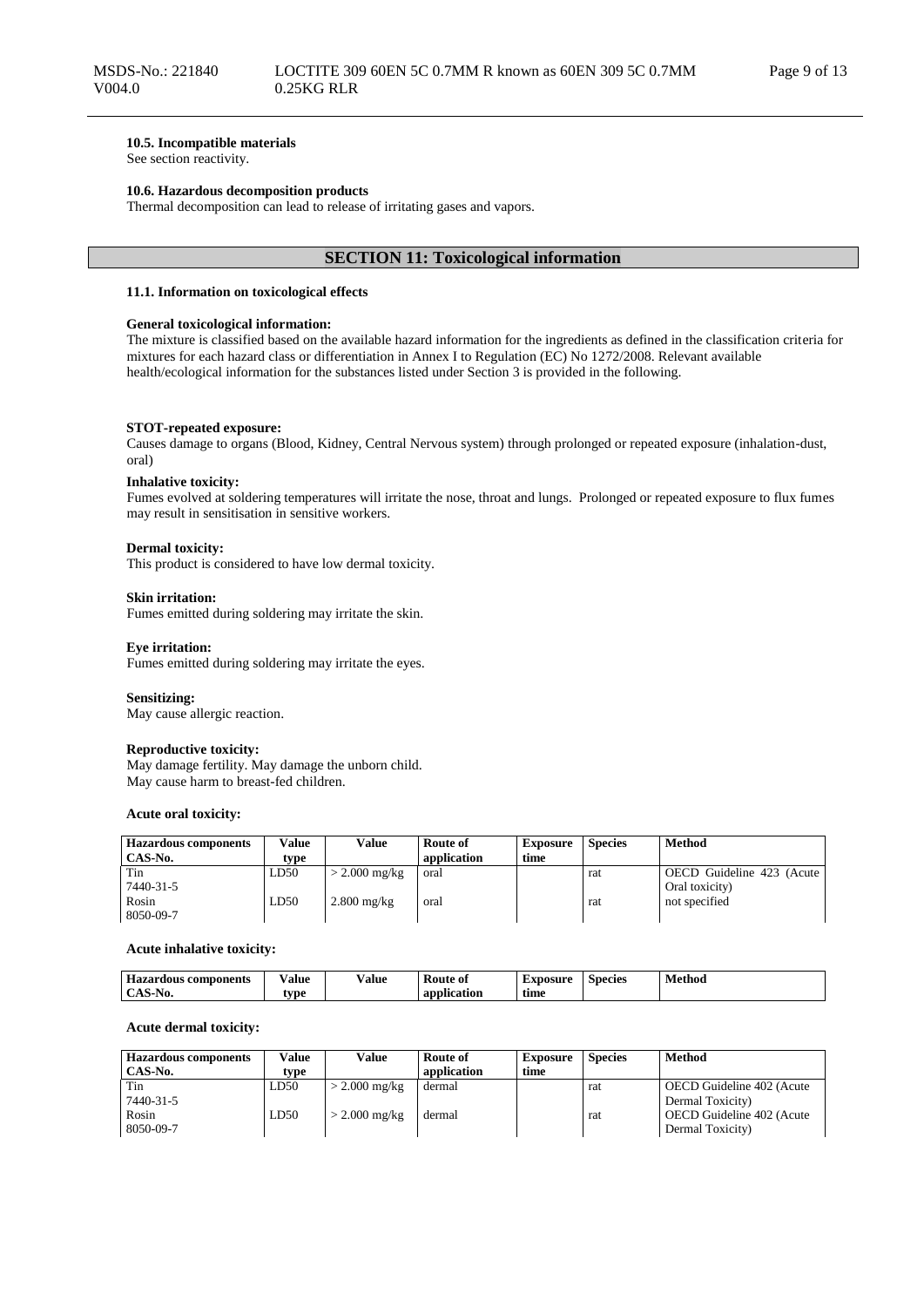**10.5. Incompatible materials**

See section reactivity.

**10.6. Hazardous decomposition products**

Thermal decomposition can lead to release of irritating gases and vapors.

## SECTION 11: Toxicological information

**11.1. Information on toxicological effects**

**General toxicological information:**

The mixture is classified based on the available hazard information for the ingredients as defined in the classification criteria for mixtures for each hazard class or differentiation in Annex I to Regulation (EC) No 1272/2008. Relevant available health/ecological information for the substances listed under Section 3 is provided in the following.

**STOT-repeated exposure:**

Causes damage to organs (Blood, Kidney, Central Nervous system) through prolonged or repeated exposure (inhalation-dust, oral)

**Inhalative toxicity:**

Fumes evolved at soldering temperatures will irritate the nose, throat and lungs. Prolonged or repeated exposure to flux fumes may result in sensitisation in sensitive workers.

**Dermal toxicity:**

This product is considered to have low dermal toxicity.

**Skin irritation:**

Fumes emitted during soldering may irritate the skin.

**Eye irritation:**

Fumes emitted during soldering may irritate the eyes.

**Sensitizing:**

May cause allergic reaction.

**Reproductive toxicity:**

May damage fertility. May damage the unborn child.
May cause harm to breast-fed children.

**Acute oral toxicity:**

| Hazardous components CAS-No. | Value type | Value | Route of application | Exposure time | Species | Method |
|---|---|---|---|---|---|---|
| Tin 7440-31-5 | LD50 | > 2.000 mg/kg | oral | | rat | OECD Guideline 423 (Acute Oral toxicity) |
| Rosin 8050-09-7 | LD50 | 2.800 mg/kg | oral | | rat | not specified |

**Acute inhalative toxicity:**

| Hazardous components CAS-No. | Value type | Value | Route of application | Exposure time | Species | Method |
|---|---|---|---|---|---|---|

**Acute dermal toxicity:**

| Hazardous components CAS-No. | Value type | Value | Route of application | Exposure time | Species | Method |
|---|---|---|---|---|---|---|
| Tin 7440-31-5 | LD50 | > 2.000 mg/kg | dermal | | rat | OECD Guideline 402 (Acute Dermal Toxicity) |
| Rosin 8050-09-7 | LD50 | > 2.000 mg/kg | dermal | | rat | OECD Guideline 402 (Acute Dermal Toxicity) |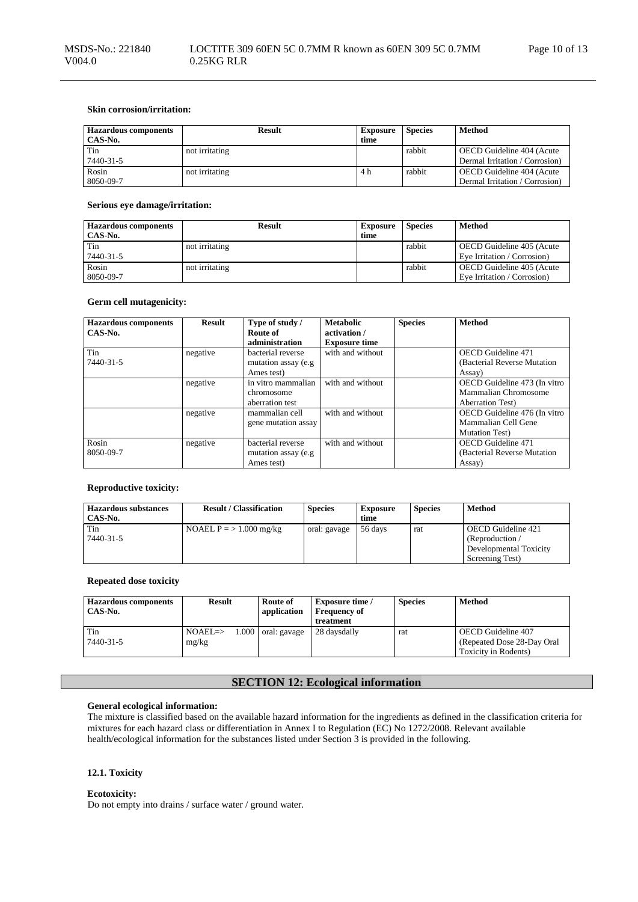**Skin corrosion/irritation:**

| Hazardous components<br>CAS-No. | Result | Exposure time | Species | Method |
|---|---|---|---|---|
| Tin<br>7440-31-5 | not irritating | | rabbit | OECD Guideline 404 (Acute Dermal Irritation / Corrosion) |
| Rosin<br>8050-09-7 | not irritating | 4 h | rabbit | OECD Guideline 404 (Acute Dermal Irritation / Corrosion) |

**Serious eye damage/irritation:**

| Hazardous components<br>CAS-No. | Result | Exposure time | Species | Method |
|---|---|---|---|---|
| Tin<br>7440-31-5 | not irritating | | rabbit | OECD Guideline 405 (Acute Eye Irritation / Corrosion) |
| Rosin<br>8050-09-7 | not irritating | | rabbit | OECD Guideline 405 (Acute Eye Irritation / Corrosion) |

**Germ cell mutagenicity:**

| Hazardous components<br>CAS-No. | Result | Type of study / Route of administration | Metabolic activation / Exposure time | Species | Method |
|---|---|---|---|---|---|
| Tin<br>7440-31-5 | negative | bacterial reverse mutation assay (e.g Ames test) | with and without | | OECD Guideline 471 (Bacterial Reverse Mutation Assay) |
| | negative | in vitro mammalian chromosome aberration test | with and without | | OECD Guideline 473 (In vitro Mammalian Chromosome Aberration Test) |
| | negative | mammalian cell gene mutation assay | with and without | | OECD Guideline 476 (In vitro Mammalian Cell Gene Mutation Test) |
| Rosin<br>8050-09-7 | negative | bacterial reverse mutation assay (e.g Ames test) | with and without | | OECD Guideline 471 (Bacterial Reverse Mutation Assay) |

**Reproductive toxicity:**

| Hazardous substances<br>CAS-No. | Result / Classification | Species | Exposure time | Species | Method |
|---|---|---|---|---|---|
| Tin<br>7440-31-5 | NOAEL P = > 1.000 mg/kg | oral: gavage | 56 days | rat | OECD Guideline 421 (Reproduction / Developmental Toxicity Screening Test) |

**Repeated dose toxicity**

| Hazardous components<br>CAS-No. | Result | Route of application | Exposure time / Frequency of treatment | Species | Method |
|---|---|---|---|---|---|
| Tin<br>7440-31-5 | NOAEL=> 1.000 mg/kg | oral: gavage | 28 daysdaily | rat | OECD Guideline 407 (Repeated Dose 28-Day Oral Toxicity in Rodents) |

## SECTION 12: Ecological information

**General ecological information:**

The mixture is classified based on the available hazard information for the ingredients as defined in the classification criteria for mixtures for each hazard class or differentiation in Annex I to Regulation (EC) No 1272/2008. Relevant available health/ecological information for the substances listed under Section 3 is provided in the following.

### 12.1. Toxicity

**Ecotoxicity:**

Do not empty into drains / surface water / ground water.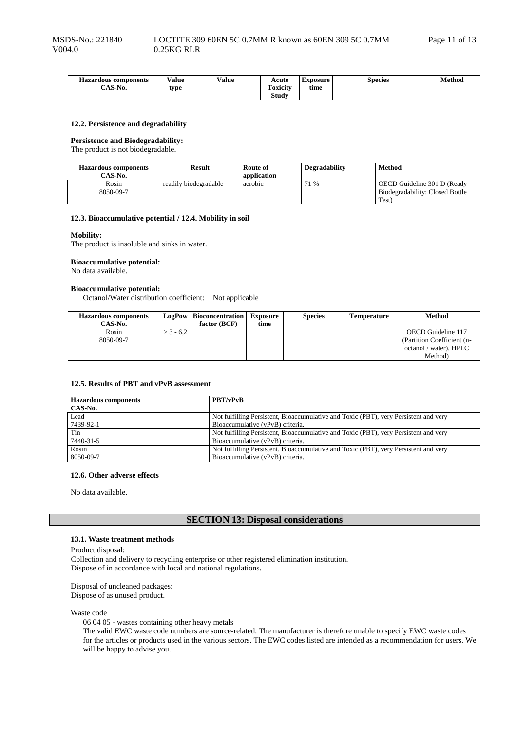| Hazardous components CAS-No. | Value type | Value | Acute Toxicity Study | Exposure time | Species | Method |
|---|---|---|---|---|---|---|

#### 12.2. Persistence and degradability

**Persistence and Biodegradability:**
The product is not biodegradable.

| Hazardous components CAS-No. | Result | Route of application | Degradability | Method |
|---|---|---|---|---|
| Rosin 8050-09-7 | readily biodegradable | aerobic | 71 % | OECD Guideline 301 D (Ready Biodegradability: Closed Bottle Test) |

#### 12.3. Bioaccumulative potential / 12.4. Mobility in soil

**Mobility:**
The product is insoluble and sinks in water.

**Bioaccumulative potential:**
No data available.

**Bioaccumulative potential:**
Octanol/Water distribution coefficient: Not applicable

| Hazardous components CAS-No. | LogPow | Bioconcentration factor (BCF) | Exposure time | Species | Temperature | Method |
|---|---|---|---|---|---|---|
| Rosin 8050-09-7 | > 3 - 6,2 | | | | | OECD Guideline 117 (Partition Coefficient (n-octanol / water), HPLC Method) |

#### 12.5. Results of PBT and vPvB assessment

| Hazardous components CAS-No. | PBT/vPvB |
|---|---|
| Lead 7439-92-1 | Not fulfilling Persistent, Bioaccumulative and Toxic (PBT), very Persistent and very Bioaccumulative (vPvB) criteria. |
| Tin 7440-31-5 | Not fulfilling Persistent, Bioaccumulative and Toxic (PBT), very Persistent and very Bioaccumulative (vPvB) criteria. |
| Rosin 8050-09-7 | Not fulfilling Persistent, Bioaccumulative and Toxic (PBT), very Persistent and very Bioaccumulative (vPvB) criteria. |

#### 12.6. Other adverse effects

No data available.

## SECTION 13: Disposal considerations

#### 13.1. Waste treatment methods

Product disposal:
Collection and delivery to recycling enterprise or other registered elimination institution.
Dispose of in accordance with local and national regulations.

Disposal of uncleaned packages:
Dispose of as unused product.

Waste code
06 04 05 - wastes containing other heavy metals
The valid EWC waste code numbers are source-related. The manufacturer is therefore unable to specify EWC waste codes for the articles or products used in the various sectors. The EWC codes listed are intended as a recommendation for users. We will be happy to advise you.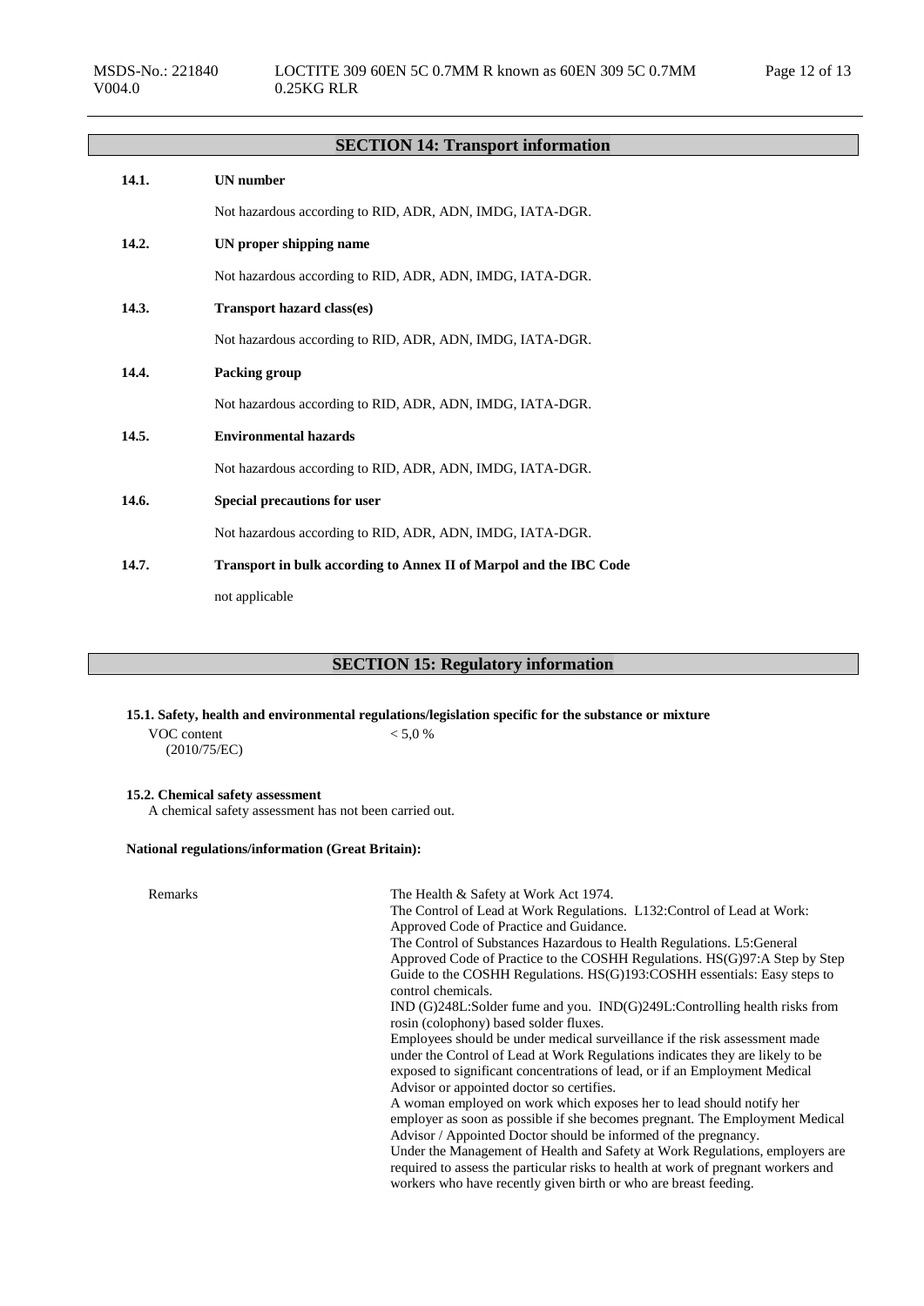## SECTION 14: Transport information

**14.1. UN number**

Not hazardous according to RID, ADR, ADN, IMDG, IATA-DGR.

**14.2. UN proper shipping name**

Not hazardous according to RID, ADR, ADN, IMDG, IATA-DGR.

**14.3. Transport hazard class(es)**

Not hazardous according to RID, ADR, ADN, IMDG, IATA-DGR.

**14.4. Packing group**

Not hazardous according to RID, ADR, ADN, IMDG, IATA-DGR.

**14.5. Environmental hazards**

Not hazardous according to RID, ADR, ADN, IMDG, IATA-DGR.

**14.6. Special precautions for user**

Not hazardous according to RID, ADR, ADN, IMDG, IATA-DGR.

**14.7. Transport in bulk according to Annex II of Marpol and the IBC Code**

not applicable

## SECTION 15: Regulatory information

**15.1. Safety, health and environmental regulations/legislation specific for the substance or mixture**

| | |
|---|---|
| VOC content (2010/75/EC) | < 5,0 % |

**15.2. Chemical safety assessment**

A chemical safety assessment has not been carried out.

**National regulations/information (Great Britain):**

Remarks

The Health & Safety at Work Act 1974.
The Control of Lead at Work Regulations. L132:Control of Lead at Work: Approved Code of Practice and Guidance.
The Control of Substances Hazardous to Health Regulations. L5:General Approved Code of Practice to the COSHH Regulations. HS(G)97:A Step by Step Guide to the COSHH Regulations. HS(G)193:COSHH essentials: Easy steps to control chemicals.
IND (G)248L:Solder fume and you. IND(G)249L:Controlling health risks from rosin (colophony) based solder fluxes.
Employees should be under medical surveillance if the risk assessment made under the Control of Lead at Work Regulations indicates they are likely to be exposed to significant concentrations of lead, or if an Employment Medical Advisor or appointed doctor so certifies.
A woman employed on work which exposes her to lead should notify her employer as soon as possible if she becomes pregnant. The Employment Medical Advisor / Appointed Doctor should be informed of the pregnancy.
Under the Management of Health and Safety at Work Regulations, employers are required to assess the particular risks to health at work of pregnant workers and workers who have recently given birth or who are breast feeding.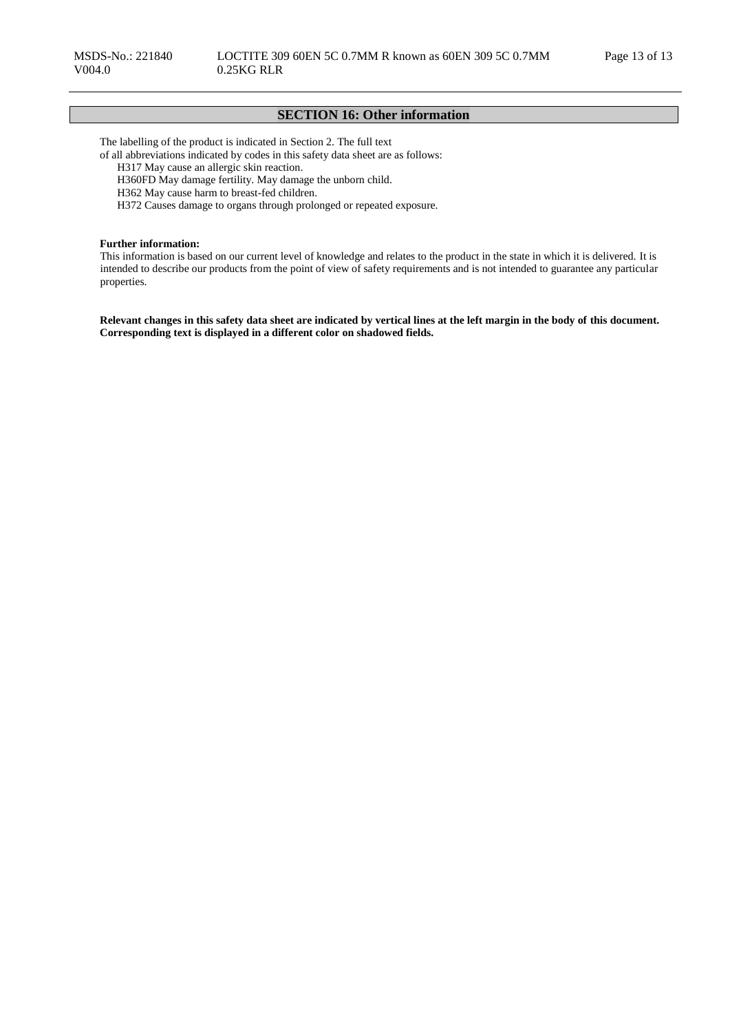## SECTION 16: Other information

The labelling of the product is indicated in Section 2. The full text of all abbreviations indicated by codes in this safety data sheet are as follows:

H317 May cause an allergic skin reaction.
H360FD May damage fertility. May damage the unborn child.
H362 May cause harm to breast-fed children.
H372 Causes damage to organs through prolonged or repeated exposure.

**Further information:**
This information is based on our current level of knowledge and relates to the product in the state in which it is delivered. It is intended to describe our products from the point of view of safety requirements and is not intended to guarantee any particular properties.

**Relevant changes in this safety data sheet are indicated by vertical lines at the left margin in the body of this document. Corresponding text is displayed in a different color on shadowed fields.**